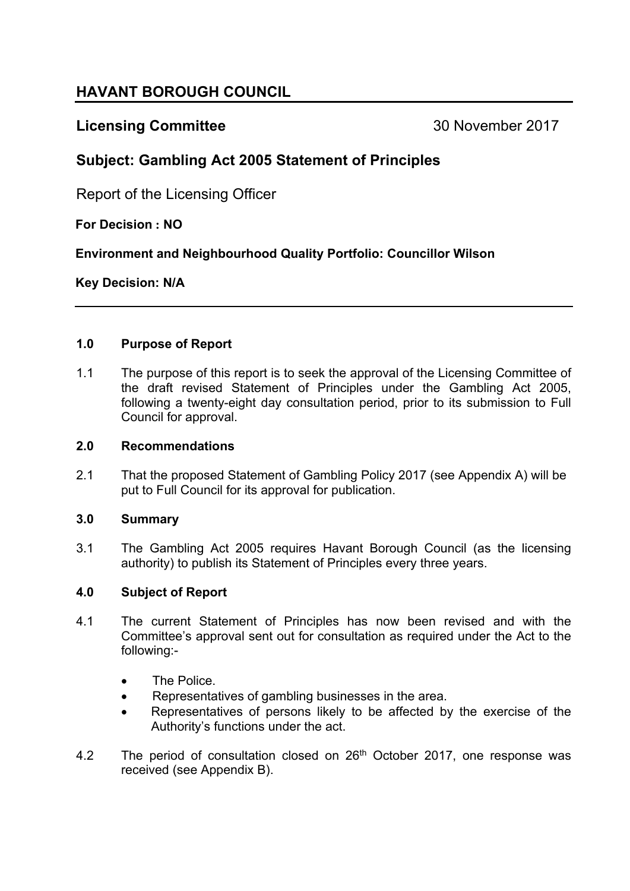## HAVANT BOROUGH COUNCIL

**Licensing Committee** 30 November 2017

### Subject: Gambling Act 2005 Statement of Principles

Report of the Licensing Officer

**For Decision : NO**

**Environment and Neighbourhood Quality Portfolio: Councillor Wilson**

**Key Decision: N/A**

---

**1.0 Purpose of Report**

1.1 The purpose of this report is to seek the approval of the Licensing Committee of the draft revised Statement of Principles under the Gambling Act 2005, following a twenty-eight day consultation period, prior to its submission to Full Council for approval.

**2.0 Recommendations**

2.1 That the proposed Statement of Gambling Policy 2017 (see Appendix A) will be put to Full Council for its approval for publication.

**3.0 Summary**

3.1 The Gambling Act 2005 requires Havant Borough Council (as the licensing authority) to publish its Statement of Principles every three years.

**4.0 Subject of Report**

4.1 The current Statement of Principles has now been revised and with the Committee's approval sent out for consultation as required under the Act to the following:-

- The Police.
- Representatives of gambling businesses in the area.
- Representatives of persons likely to be affected by the exercise of the Authority's functions under the act.

4.2 The period of consultation closed on 26th October 2017, one response was received (see Appendix B).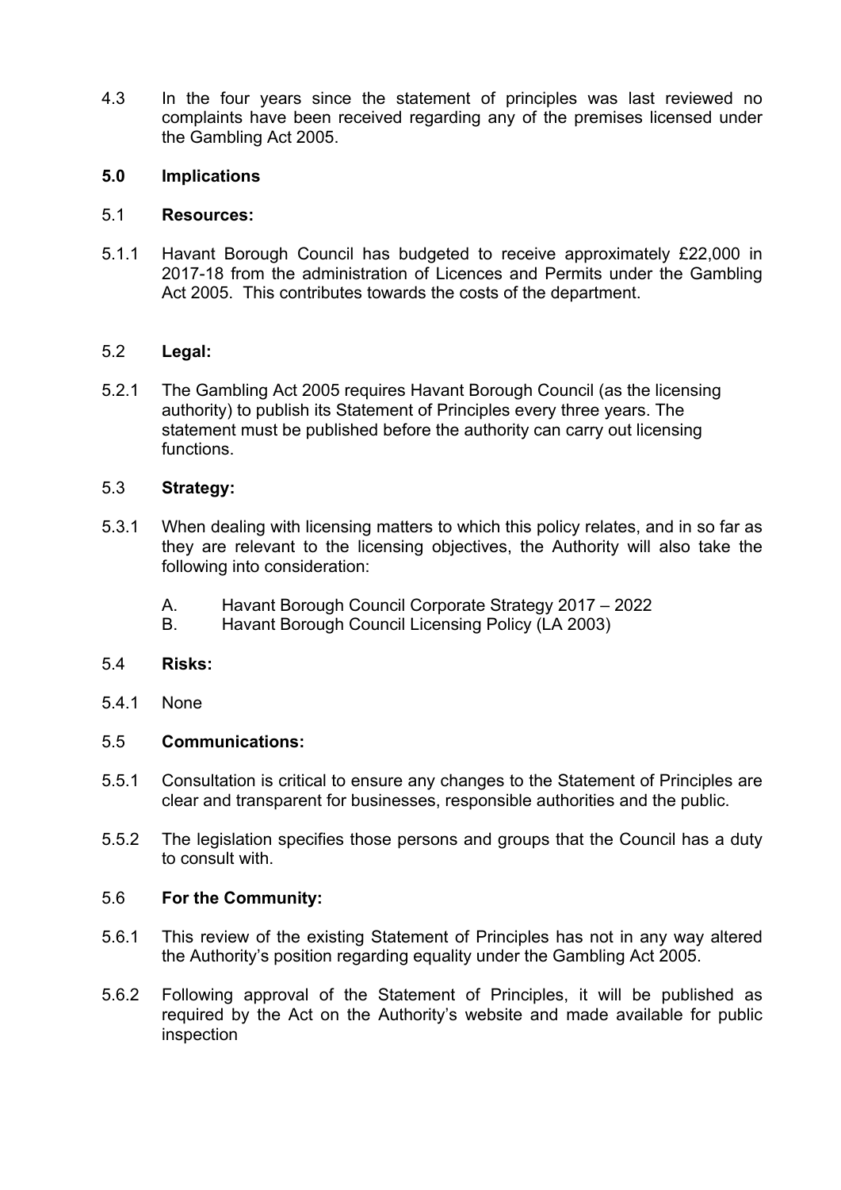4.3 In the four years since the statement of principles was last reviewed no complaints have been received regarding any of the premises licensed under the Gambling Act 2005.

## 5.0 Implications

### 5.1 Resources:

5.1.1 Havant Borough Council has budgeted to receive approximately £22,000 in 2017-18 from the administration of Licences and Permits under the Gambling Act 2005. This contributes towards the costs of the department.

### 5.2 Legal:

5.2.1 The Gambling Act 2005 requires Havant Borough Council (as the licensing authority) to publish its Statement of Principles every three years. The statement must be published before the authority can carry out licensing functions.

### 5.3 Strategy:

5.3.1 When dealing with licensing matters to which this policy relates, and in so far as they are relevant to the licensing objectives, the Authority will also take the following into consideration:

A. Havant Borough Council Corporate Strategy 2017 – 2022
B. Havant Borough Council Licensing Policy (LA 2003)

### 5.4 Risks:

5.4.1 None

### 5.5 Communications:

5.5.1 Consultation is critical to ensure any changes to the Statement of Principles are clear and transparent for businesses, responsible authorities and the public.

5.5.2 The legislation specifies those persons and groups that the Council has a duty to consult with.

### 5.6 For the Community:

5.6.1 This review of the existing Statement of Principles has not in any way altered the Authority's position regarding equality under the Gambling Act 2005.

5.6.2 Following approval of the Statement of Principles, it will be published as required by the Act on the Authority's website and made available for public inspection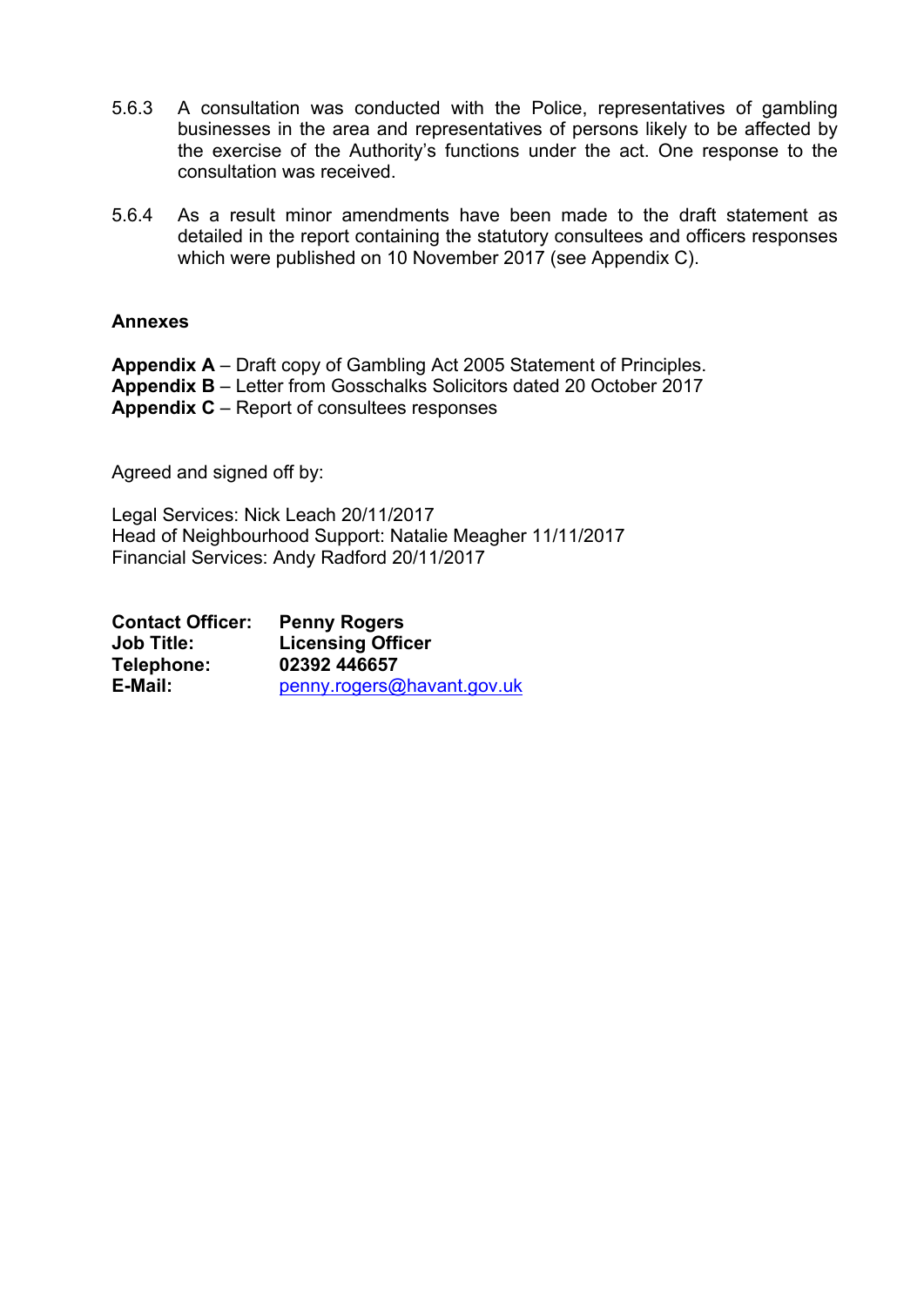5.6.3 A consultation was conducted with the Police, representatives of gambling businesses in the area and representatives of persons likely to be affected by the exercise of the Authority's functions under the act. One response to the consultation was received.

5.6.4 As a result minor amendments have been made to the draft statement as detailed in the report containing the statutory consultees and officers responses which were published on 10 November 2017 (see Appendix C).

**Annexes**

**Appendix A** – Draft copy of Gambling Act 2005 Statement of Principles.
**Appendix B** – Letter from Gosschalks Solicitors dated 20 October 2017
**Appendix C** – Report of consultees responses

Agreed and signed off by:

Legal Services: Nick Leach 20/11/2017
Head of Neighbourhood Support: Natalie Meagher 11/11/2017
Financial Services: Andy Radford 20/11/2017

| | |
|---|---|
| **Contact Officer:** | **Penny Rogers** |
| **Job Title:** | **Licensing Officer** |
| **Telephone:** | **02392 446657** |
| **E-Mail:** | penny.rogers@havant.gov.uk |